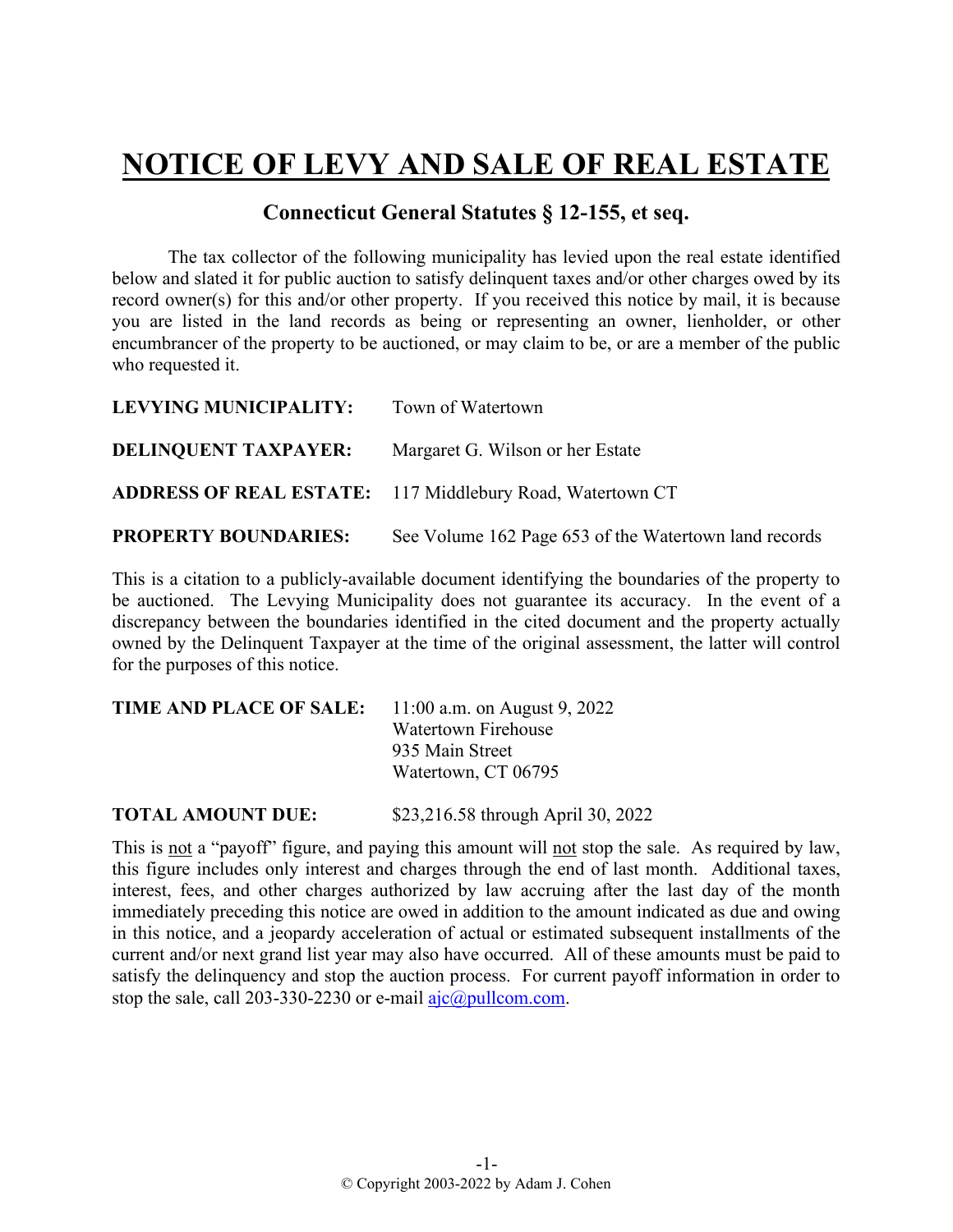# NOTICE OF LEVY AND SALE OF REAL ESTATE

## Connecticut General Statutes § 12-155, et seq.

The tax collector of the following municipality has levied upon the real estate identified below and slated it for public auction to satisfy delinquent taxes and/or other charges owed by its record owner(s) for this and/or other property. If you received this notice by mail, it is because you are listed in the land records as being or representing an owner, lienholder, or other encumbrancer of the property to be auctioned, or may claim to be, or are a member of the public who requested it.

**LEVYING MUNICIPALITY:** Town of Watertown

**DELINQUENT TAXPAYER:** Margaret G. Wilson or her Estate

**ADDRESS OF REAL ESTATE:** 117 Middlebury Road, Watertown CT

**PROPERTY BOUNDARIES:** See Volume 162 Page 653 of the Watertown land records

This is a citation to a publicly-available document identifying the boundaries of the property to be auctioned. The Levying Municipality does not guarantee its accuracy. In the event of a discrepancy between the boundaries identified in the cited document and the property actually owned by the Delinquent Taxpayer at the time of the original assessment, the latter will control for the purposes of this notice.

**TIME AND PLACE OF SALE:** 11:00 a.m. on August 9, 2022
Watertown Firehouse
935 Main Street
Watertown, CT 06795

**TOTAL AMOUNT DUE:** $23,216.58 through April 30, 2022

This is not a "payoff" figure, and paying this amount will not stop the sale. As required by law, this figure includes only interest and charges through the end of last month. Additional taxes, interest, fees, and other charges authorized by law accruing after the last day of the month immediately preceding this notice are owed in addition to the amount indicated as due and owing in this notice, and a jeopardy acceleration of actual or estimated subsequent installments of the current and/or next grand list year may also have occurred. All of these amounts must be paid to satisfy the delinquency and stop the auction process. For current payoff information in order to stop the sale, call 203-330-2230 or e-mail ajc@pullcom.com.

© Copyright 2003-2022 by Adam J. Cohen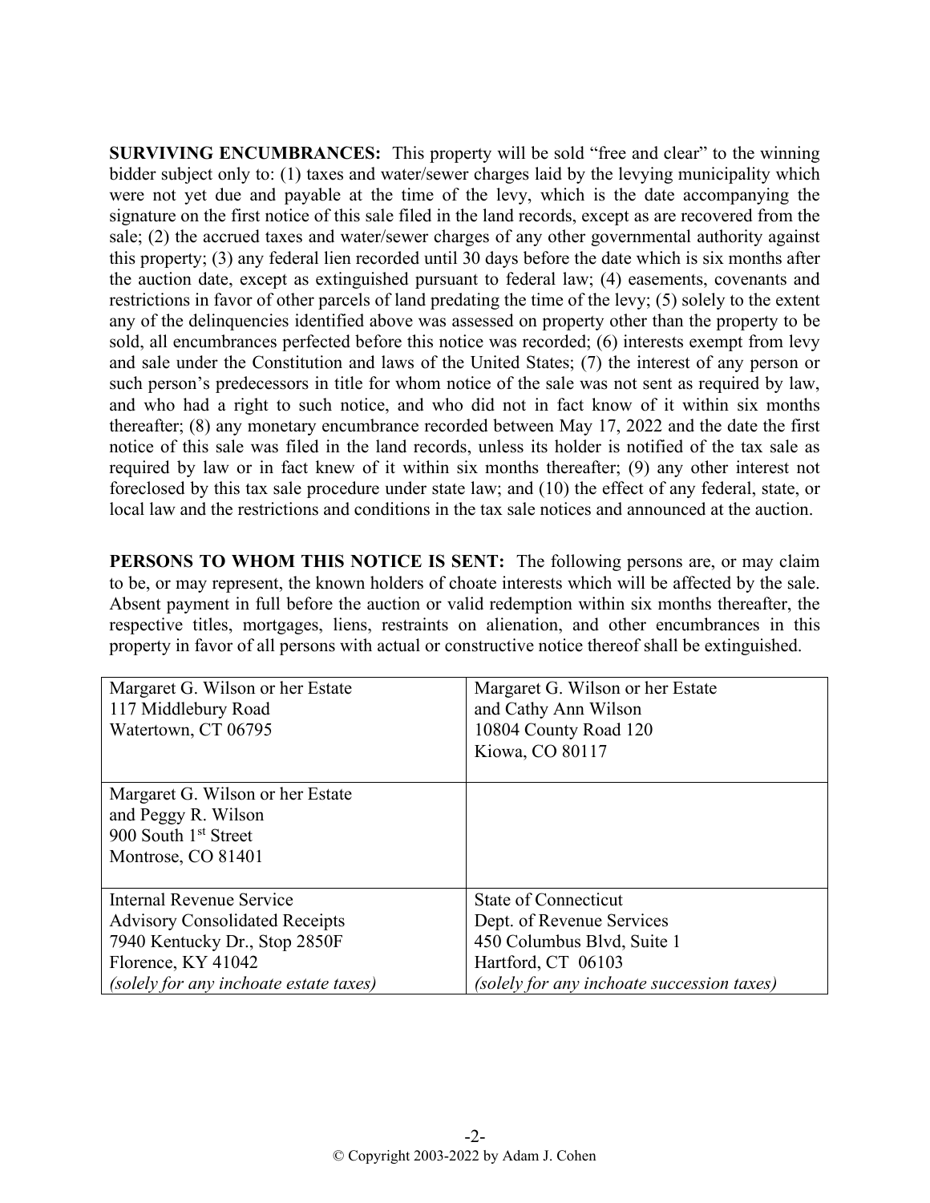**SURVIVING ENCUMBRANCES:** This property will be sold "free and clear" to the winning bidder subject only to: (1) taxes and water/sewer charges laid by the levying municipality which were not yet due and payable at the time of the levy, which is the date accompanying the signature on the first notice of this sale filed in the land records, except as are recovered from the sale; (2) the accrued taxes and water/sewer charges of any other governmental authority against this property; (3) any federal lien recorded until 30 days before the date which is six months after the auction date, except as extinguished pursuant to federal law; (4) easements, covenants and restrictions in favor of other parcels of land predating the time of the levy; (5) solely to the extent any of the delinquencies identified above was assessed on property other than the property to be sold, all encumbrances perfected before this notice was recorded; (6) interests exempt from levy and sale under the Constitution and laws of the United States; (7) the interest of any person or such person's predecessors in title for whom notice of the sale was not sent as required by law, and who had a right to such notice, and who did not in fact know of it within six months thereafter; (8) any monetary encumbrance recorded between May 17, 2022 and the date the first notice of this sale was filed in the land records, unless its holder is notified of the tax sale as required by law or in fact knew of it within six months thereafter; (9) any other interest not foreclosed by this tax sale procedure under state law; and (10) the effect of any federal, state, or local law and the restrictions and conditions in the tax sale notices and announced at the auction.

**PERSONS TO WHOM THIS NOTICE IS SENT:** The following persons are, or may claim to be, or may represent, the known holders of choate interests which will be affected by the sale. Absent payment in full before the auction or valid redemption within six months thereafter, the respective titles, mortgages, liens, restraints on alienation, and other encumbrances in this property in favor of all persons with actual or constructive notice thereof shall be extinguished.

| | |
|---|---|
| Margaret G. Wilson or her Estate<br>117 Middlebury Road<br>Watertown, CT 06795 | Margaret G. Wilson or her Estate<br>and Cathy Ann Wilson<br>10804 County Road 120<br>Kiowa, CO 80117 |
| Margaret G. Wilson or her Estate<br>and Peggy R. Wilson<br>900 South 1st Street<br>Montrose, CO 81401 | |
| Internal Revenue Service<br>Advisory Consolidated Receipts<br>7940 Kentucky Dr., Stop 2850F<br>Florence, KY 41042<br>*(solely for any inchoate estate taxes)* | State of Connecticut<br>Dept. of Revenue Services<br>450 Columbus Blvd, Suite 1<br>Hartford, CT 06103<br>*(solely for any inchoate succession taxes)* |

© Copyright 2003-2022 by Adam J. Cohen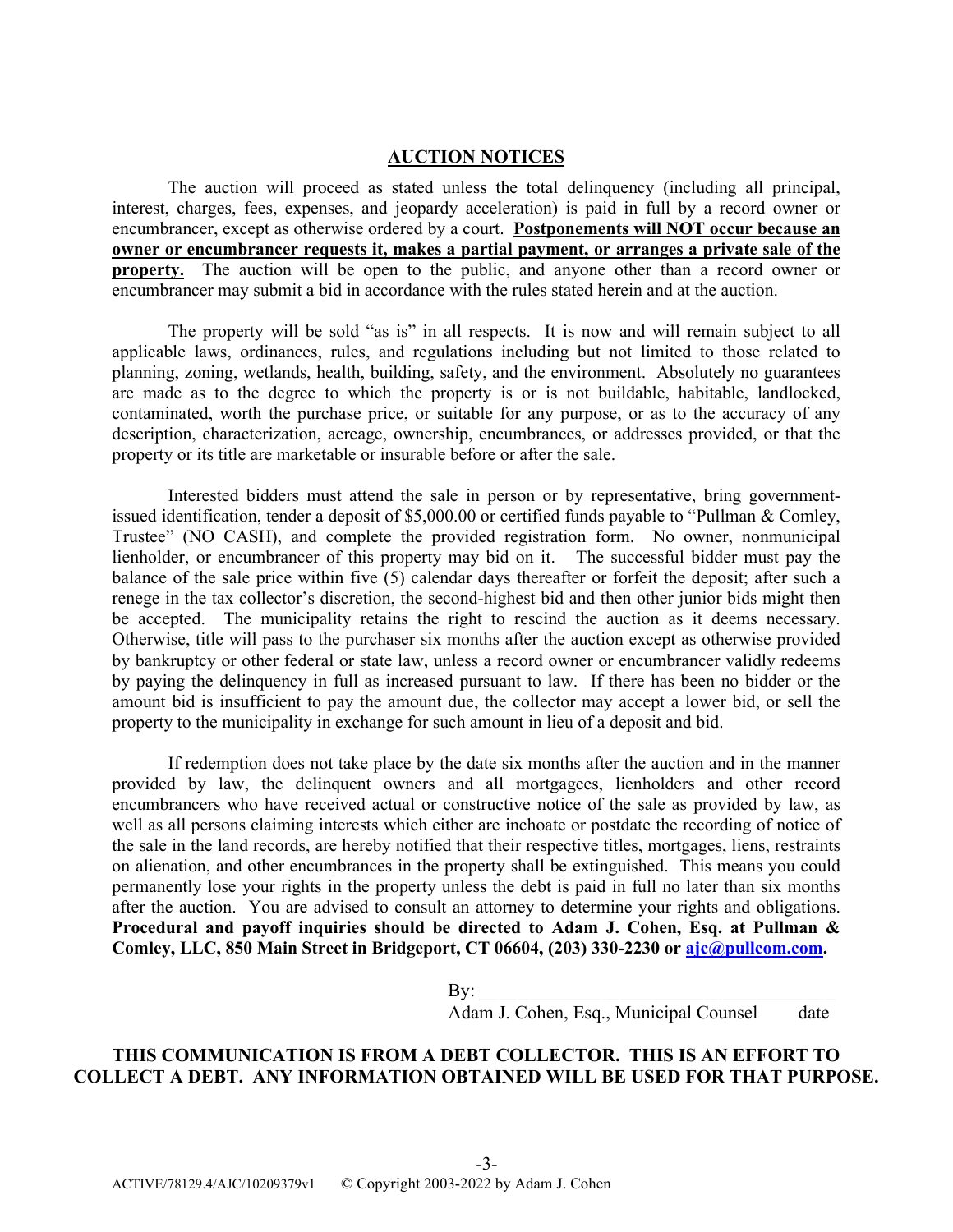## AUCTION NOTICES

The auction will proceed as stated unless the total delinquency (including all principal, interest, charges, fees, expenses, and jeopardy acceleration) is paid in full by a record owner or encumbrancer, except as otherwise ordered by a court. **Postponements will NOT occur because an owner or encumbrancer requests it, makes a partial payment, or arranges a private sale of the property.** The auction will be open to the public, and anyone other than a record owner or encumbrancer may submit a bid in accordance with the rules stated herein and at the auction.

The property will be sold "as is" in all respects. It is now and will remain subject to all applicable laws, ordinances, rules, and regulations including but not limited to those related to planning, zoning, wetlands, health, building, safety, and the environment. Absolutely no guarantees are made as to the degree to which the property is or is not buildable, habitable, landlocked, contaminated, worth the purchase price, or suitable for any purpose, or as to the accuracy of any description, characterization, acreage, ownership, encumbrances, or addresses provided, or that the property or its title are marketable or insurable before or after the sale.

Interested bidders must attend the sale in person or by representative, bring government-issued identification, tender a deposit of $5,000.00 or certified funds payable to "Pullman & Comley, Trustee" (NO CASH), and complete the provided registration form. No owner, nonmunicipal lienholder, or encumbrancer of this property may bid on it. The successful bidder must pay the balance of the sale price within five (5) calendar days thereafter or forfeit the deposit; after such a renege in the tax collector's discretion, the second-highest bid and then other junior bids might then be accepted. The municipality retains the right to rescind the auction as it deems necessary. Otherwise, title will pass to the purchaser six months after the auction except as otherwise provided by bankruptcy or other federal or state law, unless a record owner or encumbrancer validly redeems by paying the delinquency in full as increased pursuant to law. If there has been no bidder or the amount bid is insufficient to pay the amount due, the collector may accept a lower bid, or sell the property to the municipality in exchange for such amount in lieu of a deposit and bid.

If redemption does not take place by the date six months after the auction and in the manner provided by law, the delinquent owners and all mortgagees, lienholders and other record encumbrancers who have received actual or constructive notice of the sale as provided by law, as well as all persons claiming interests which either are inchoate or postdate the recording of notice of the sale in the land records, are hereby notified that their respective titles, mortgages, liens, restraints on alienation, and other encumbrances in the property shall be extinguished. This means you could permanently lose your rights in the property unless the debt is paid in full no later than six months after the auction. You are advised to consult an attorney to determine your rights and obligations. **Procedural and payoff inquiries should be directed to Adam J. Cohen, Esq. at Pullman & Comley, LLC, 850 Main Street in Bridgeport, CT 06604, (203) 330-2230 or ajc@pullcom.com.**

By: ____________________________________

Adam J. Cohen, Esq., Municipal Counsel date

**THIS COMMUNICATION IS FROM A DEBT COLLECTOR. THIS IS AN EFFORT TO COLLECT A DEBT. ANY INFORMATION OBTAINED WILL BE USED FOR THAT PURPOSE.**

ACTIVE/78129.4/AJC/10209379v1 © Copyright 2003-2022 by Adam J. Cohen